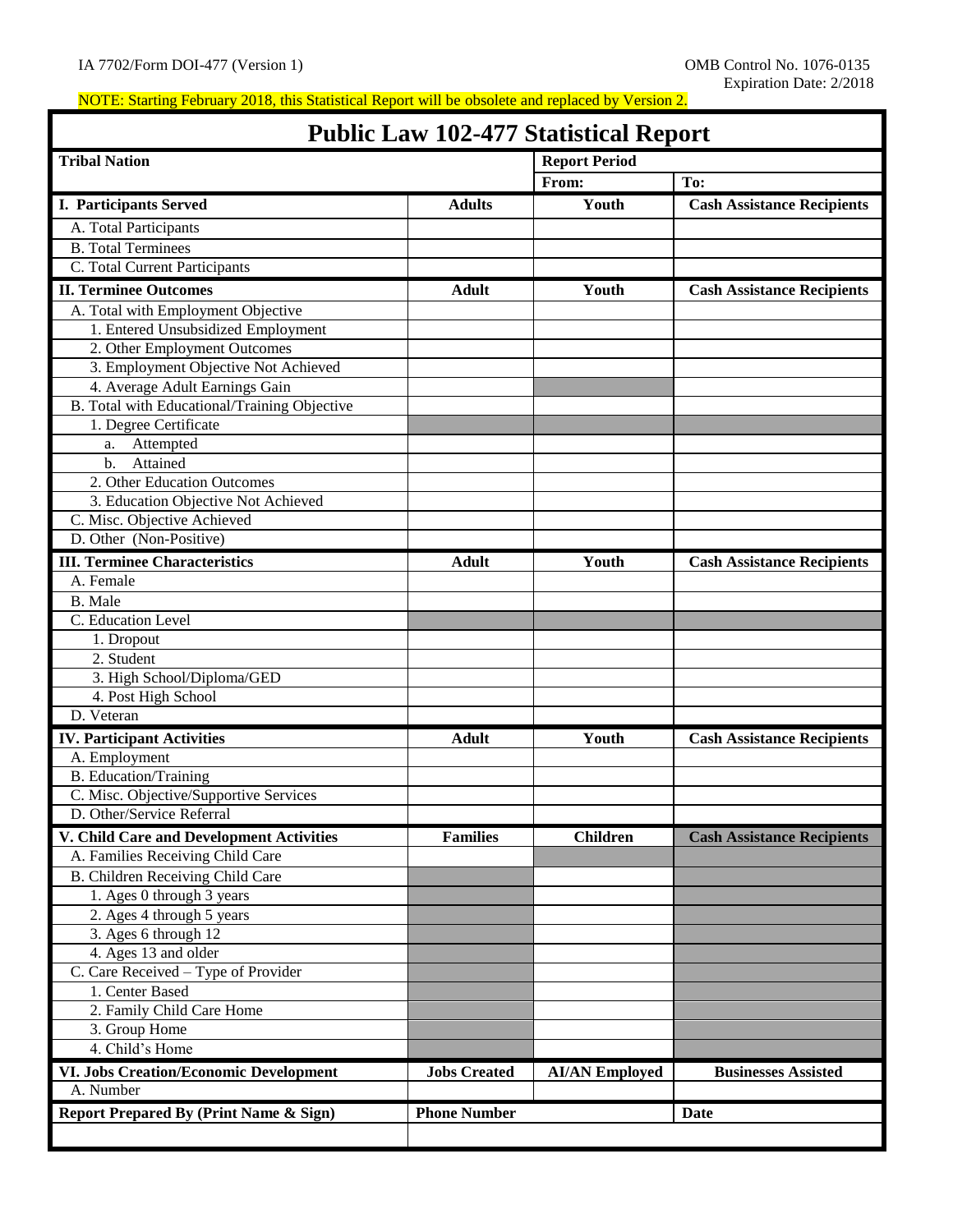IA 7702/Form DOI-477 (Version 1)

OMB Control No. 1076-0135
Expiration Date: 2/2018

NOTE: Starting February 2018, this Statistical Report will be obsolete and replaced by Version 2.

# Public Law 102-477 Statistical Report

| Tribal Nation | | Report Period | |
|---|---|---|---|
| | | From: | To: |
| **I. Participants Served** | **Adults** | **Youth** | **Cash Assistance Recipients** |
| A. Total Participants | | | |
| B. Total Terminees | | | |
| C. Total Current Participants | | | |
| **II. Terminee Outcomes** | **Adult** | **Youth** | **Cash Assistance Recipients** |
| A. Total with Employment Objective | | | |
| 1. Entered Unsubsidized Employment | | | |
| 2. Other Employment Outcomes | | | |
| 3. Employment Objective Not Achieved | | | |
| 4. Average Adult Earnings Gain | | | |
| B. Total with Educational/Training Objective | | | |
| 1. Degree Certificate | | | |
| a. Attempted | | | |
| b. Attained | | | |
| 2. Other Education Outcomes | | | |
| 3. Education Objective Not Achieved | | | |
| C. Misc. Objective Achieved | | | |
| D. Other (Non-Positive) | | | |
| **III. Terminee Characteristics** | **Adult** | **Youth** | **Cash Assistance Recipients** |
| A. Female | | | |
| B. Male | | | |
| C. Education Level | | | |
| 1. Dropout | | | |
| 2. Student | | | |
| 3. High School/Diploma/GED | | | |
| 4. Post High School | | | |
| D. Veteran | | | |
| **IV. Participant Activities** | **Adult** | **Youth** | **Cash Assistance Recipients** |
| A. Employment | | | |
| B. Education/Training | | | |
| C. Misc. Objective/Supportive Services | | | |
| D. Other/Service Referral | | | |
| **V. Child Care and Development Activities** | **Families** | **Children** | **Cash Assistance Recipients** |
| A. Families Receiving Child Care | | | |
| B. Children Receiving Child Care | | | |
| 1. Ages 0 through 3 years | | | |
| 2. Ages 4 through 5 years | | | |
| 3. Ages 6 through 12 | | | |
| 4. Ages 13 and older | | | |
| C. Care Received – Type of Provider | | | |
| 1. Center Based | | | |
| 2. Family Child Care Home | | | |
| 3. Group Home | | | |
| 4. Child's Home | | | |
| **VI. Jobs Creation/Economic Development** | **Jobs Created** | **AI/AN Employed** | **Businesses Assisted** |
| A. Number | | | |
| **Report Prepared By (Print Name & Sign)** | **Phone Number** | | **Date** |
| | | | |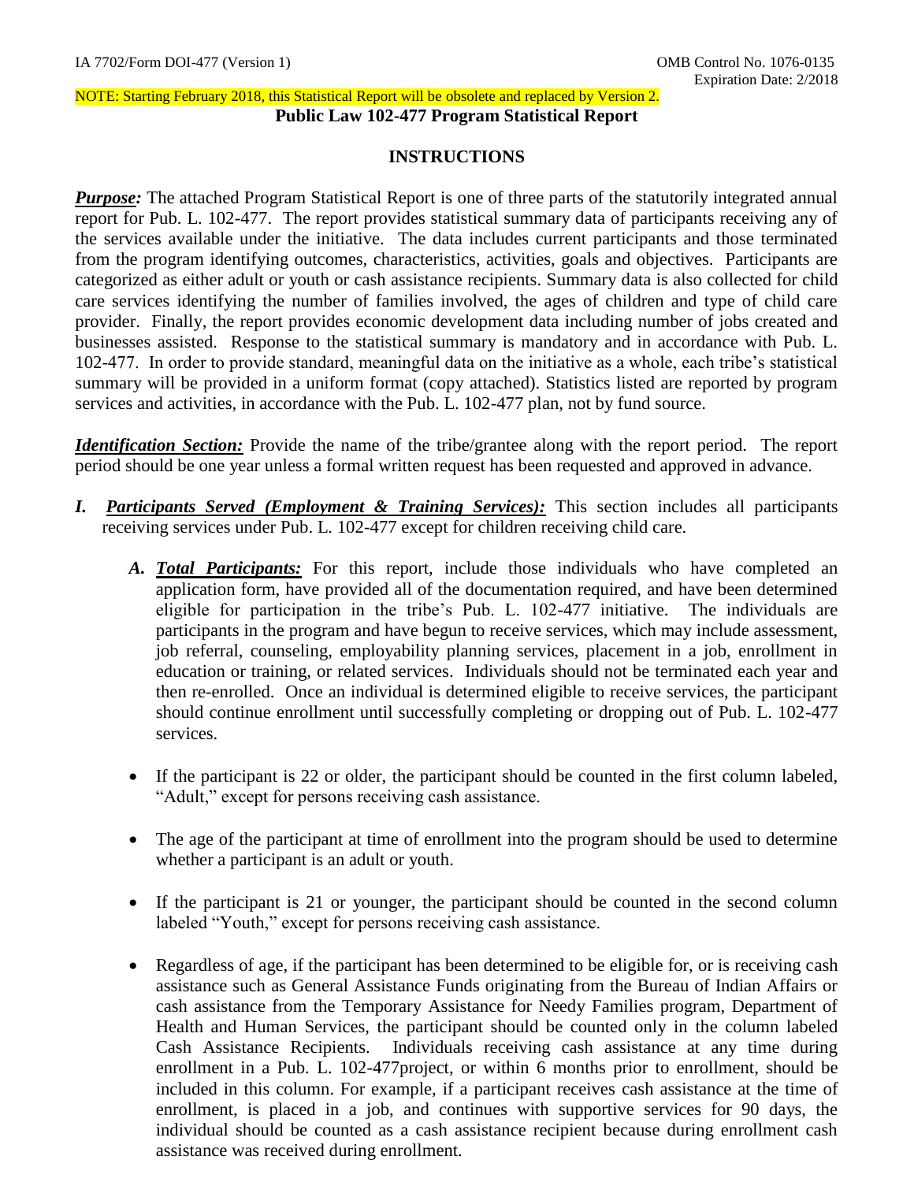IA 7702/Form DOI-477 (Version 1)

OMB Control No. 1076-0135
Expiration Date: 2/2018

NOTE: Starting February 2018, this Statistical Report will be obsolete and replaced by Version 2.

**Public Law 102-477 Program Statistical Report**

**INSTRUCTIONS**

***Purpose:*** The attached Program Statistical Report is one of three parts of the statutorily integrated annual report for Pub. L. 102-477. The report provides statistical summary data of participants receiving any of the services available under the initiative. The data includes current participants and those terminated from the program identifying outcomes, characteristics, activities, goals and objectives. Participants are categorized as either adult or youth or cash assistance recipients. Summary data is also collected for child care services identifying the number of families involved, the ages of children and type of child care provider. Finally, the report provides economic development data including number of jobs created and businesses assisted. Response to the statistical summary is mandatory and in accordance with Pub. L. 102-477. In order to provide standard, meaningful data on the initiative as a whole, each tribe's statistical summary will be provided in a uniform format (copy attached). Statistics listed are reported by program services and activities, in accordance with the Pub. L. 102-477 plan, not by fund source.

***Identification Section:*** Provide the name of the tribe/grantee along with the report period. The report period should be one year unless a formal written request has been requested and approved in advance.

***I. Participants Served (Employment & Training Services):*** This section includes all participants receiving services under Pub. L. 102-477 except for children receiving child care.

***A. Total Participants:*** For this report, include those individuals who have completed an application form, have provided all of the documentation required, and have been determined eligible for participation in the tribe's Pub. L. 102-477 initiative. The individuals are participants in the program and have begun to receive services, which may include assessment, job referral, counseling, employability planning services, placement in a job, enrollment in education or training, or related services. Individuals should not be terminated each year and then re-enrolled. Once an individual is determined eligible to receive services, the participant should continue enrollment until successfully completing or dropping out of Pub. L. 102-477 services.

- If the participant is 22 or older, the participant should be counted in the first column labeled, "Adult," except for persons receiving cash assistance.
- The age of the participant at time of enrollment into the program should be used to determine whether a participant is an adult or youth.
- If the participant is 21 or younger, the participant should be counted in the second column labeled "Youth," except for persons receiving cash assistance.
- Regardless of age, if the participant has been determined to be eligible for, or is receiving cash assistance such as General Assistance Funds originating from the Bureau of Indian Affairs or cash assistance from the Temporary Assistance for Needy Families program, Department of Health and Human Services, the participant should be counted only in the column labeled Cash Assistance Recipients. Individuals receiving cash assistance at any time during enrollment in a Pub. L. 102-477project, or within 6 months prior to enrollment, should be included in this column. For example, if a participant receives cash assistance at the time of enrollment, is placed in a job, and continues with supportive services for 90 days, the individual should be counted as a cash assistance recipient because during enrollment cash assistance was received during enrollment.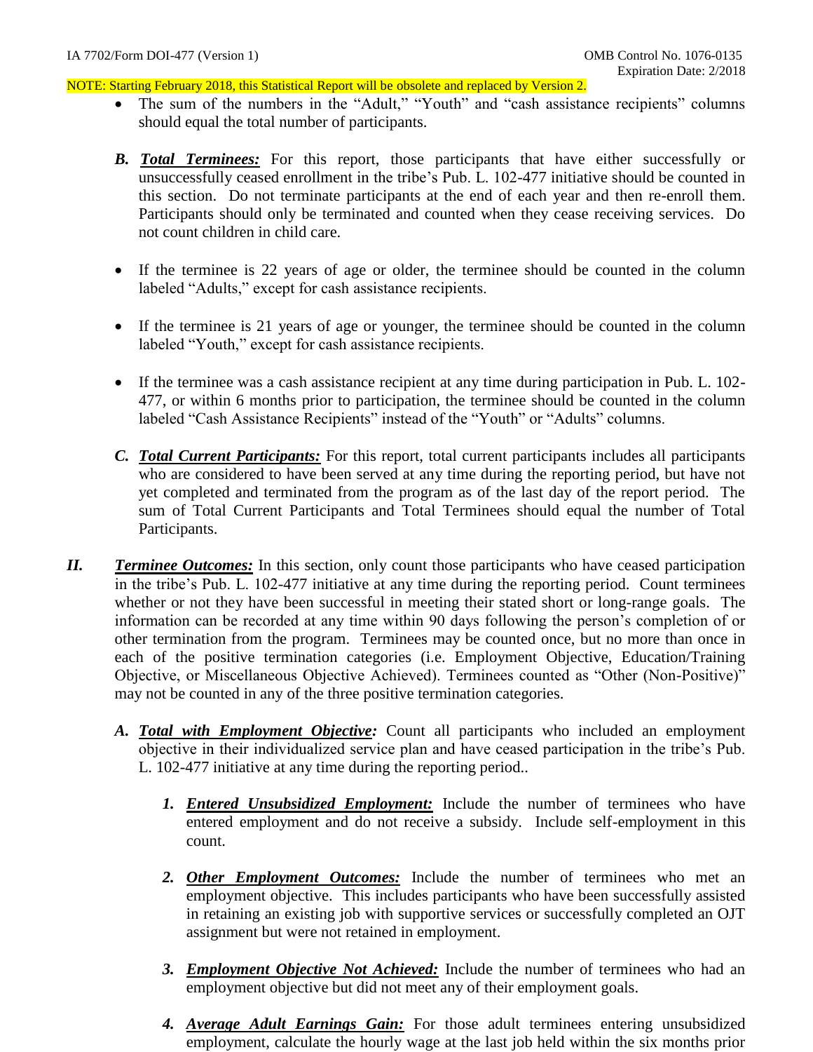NOTE: Starting February 2018, this Statistical Report will be obsolete and replaced by Version 2.

- The sum of the numbers in the "Adult," "Youth" and "cash assistance recipients" columns should equal the total number of participants.

**B.** ***Total Terminees:*** For this report, those participants that have either successfully or unsuccessfully ceased enrollment in the tribe's Pub. L. 102-477 initiative should be counted in this section. Do not terminate participants at the end of each year and then re-enroll them. Participants should only be terminated and counted when they cease receiving services. Do not count children in child care.

- If the terminee is 22 years of age or older, the terminee should be counted in the column labeled "Adults," except for cash assistance recipients.
- If the terminee is 21 years of age or younger, the terminee should be counted in the column labeled "Youth," except for cash assistance recipients.
- If the terminee was a cash assistance recipient at any time during participation in Pub. L. 102-477, or within 6 months prior to participation, the terminee should be counted in the column labeled "Cash Assistance Recipients" instead of the "Youth" or "Adults" columns.

**C.** ***Total Current Participants:*** For this report, total current participants includes all participants who are considered to have been served at any time during the reporting period, but have not yet completed and terminated from the program as of the last day of the report period. The sum of Total Current Participants and Total Terminees should equal the number of Total Participants.

**II.** ***Terminee Outcomes:*** In this section, only count those participants who have ceased participation in the tribe's Pub. L. 102-477 initiative at any time during the reporting period. Count terminees whether or not they have been successful in meeting their stated short or long-range goals. The information can be recorded at any time within 90 days following the person's completion of or other termination from the program. Terminees may be counted once, but no more than once in each of the positive termination categories (i.e. Employment Objective, Education/Training Objective, or Miscellaneous Objective Achieved). Terminees counted as "Other (Non-Positive)" may not be counted in any of the three positive termination categories.

**A.** ***Total with Employment Objective:*** Count all participants who included an employment objective in their individualized service plan and have ceased participation in the tribe's Pub. L. 102-477 initiative at any time during the reporting period..

1. ***Entered Unsubsidized Employment:*** Include the number of terminees who have entered employment and do not receive a subsidy. Include self-employment in this count.

2. ***Other Employment Outcomes:*** Include the number of terminees who met an employment objective. This includes participants who have been successfully assisted in retaining an existing job with supportive services or successfully completed an OJT assignment but were not retained in employment.

3. ***Employment Objective Not Achieved:*** Include the number of terminees who had an employment objective but did not meet any of their employment goals.

4. ***Average Adult Earnings Gain:*** For those adult terminees entering unsubsidized employment, calculate the hourly wage at the last job held within the six months prior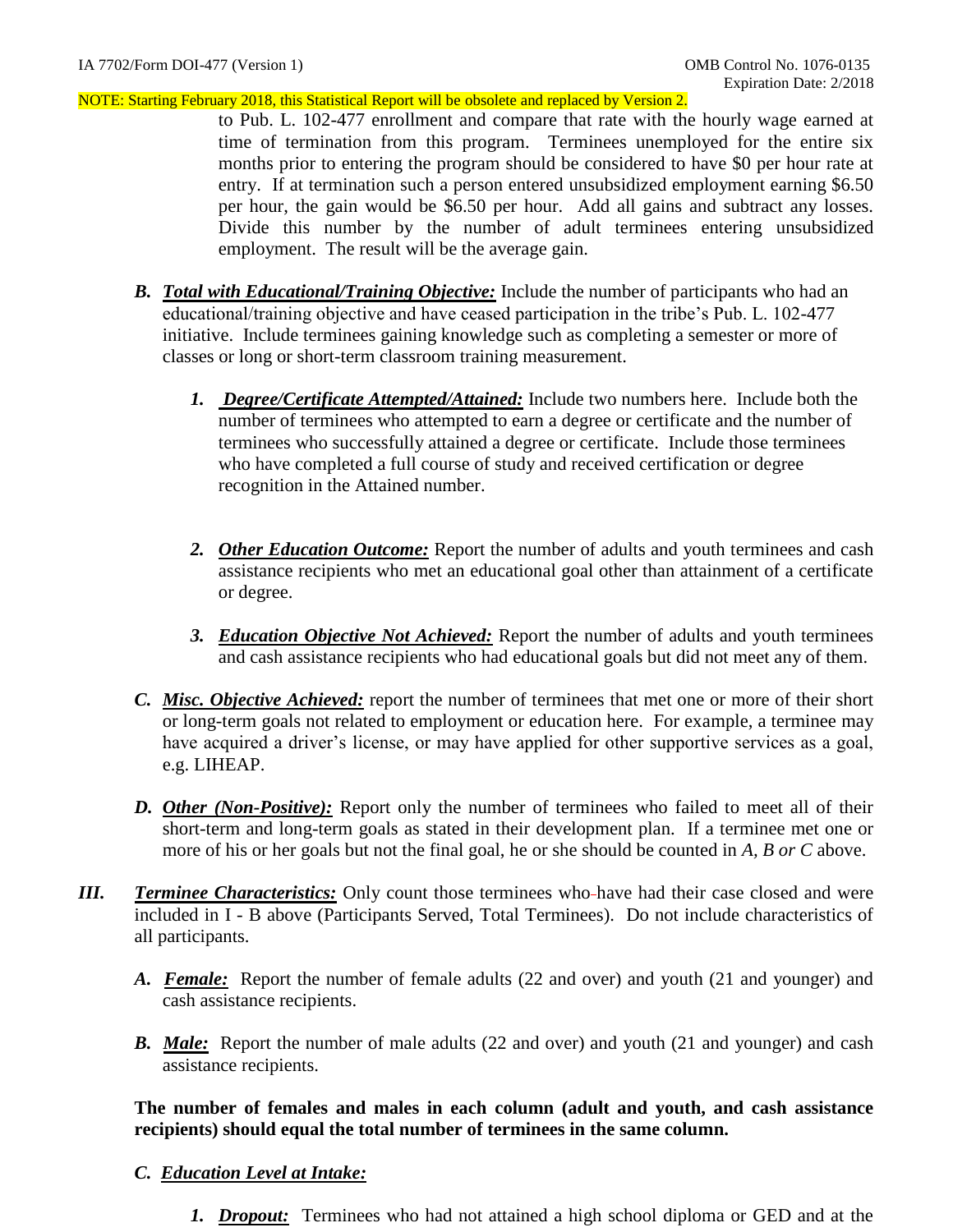to Pub. L. 102-477 enrollment and compare that rate with the hourly wage earned at time of termination from this program. Terminees unemployed for the entire six months prior to entering the program should be considered to have $0 per hour rate at entry. If at termination such a person entered unsubsidized employment earning $6.50 per hour, the gain would be $6.50 per hour. Add all gains and subtract any losses. Divide this number by the number of adult terminees entering unsubsidized employment. The result will be the average gain.

***B.*** ***Total with Educational/Training Objective:*** Include the number of participants who had an educational/training objective and have ceased participation in the tribe's Pub. L. 102-477 initiative. Include terminees gaining knowledge such as completing a semester or more of classes or long or short-term classroom training measurement.

***1.*** ***Degree/Certificate Attempted/Attained:*** Include two numbers here. Include both the number of terminees who attempted to earn a degree or certificate and the number of terminees who successfully attained a degree or certificate. Include those terminees who have completed a full course of study and received certification or degree recognition in the Attained number.

***2.*** ***Other Education Outcome:*** Report the number of adults and youth terminees and cash assistance recipients who met an educational goal other than attainment of a certificate or degree.

***3.*** ***Education Objective Not Achieved:*** Report the number of adults and youth terminees and cash assistance recipients who had educational goals but did not meet any of them.

***C.*** ***Misc. Objective Achieved:*** report the number of terminees that met one or more of their short or long-term goals not related to employment or education here. For example, a terminee may have acquired a driver's license, or may have applied for other supportive services as a goal, e.g. LIHEAP.

***D.*** ***Other (Non-Positive):*** Report only the number of terminees who failed to meet all of their short-term and long-term goals as stated in their development plan. If a terminee met one or more of his or her goals but not the final goal, he or she should be counted in *A, B or C* above.

***III.*** ***Terminee Characteristics:*** Only count those terminees who have had their case closed and were included in I - B above (Participants Served, Total Terminees). Do not include characteristics of all participants.

***A.*** ***Female:*** Report the number of female adults (22 and over) and youth (21 and younger) and cash assistance recipients.

***B.*** ***Male:*** Report the number of male adults (22 and over) and youth (21 and younger) and cash assistance recipients.

**The number of females and males in each column (adult and youth, and cash assistance recipients) should equal the total number of terminees in the same column.**

***C.*** ***Education Level at Intake:***

***1.*** ***Dropout:*** Terminees who had not attained a high school diploma or GED and at the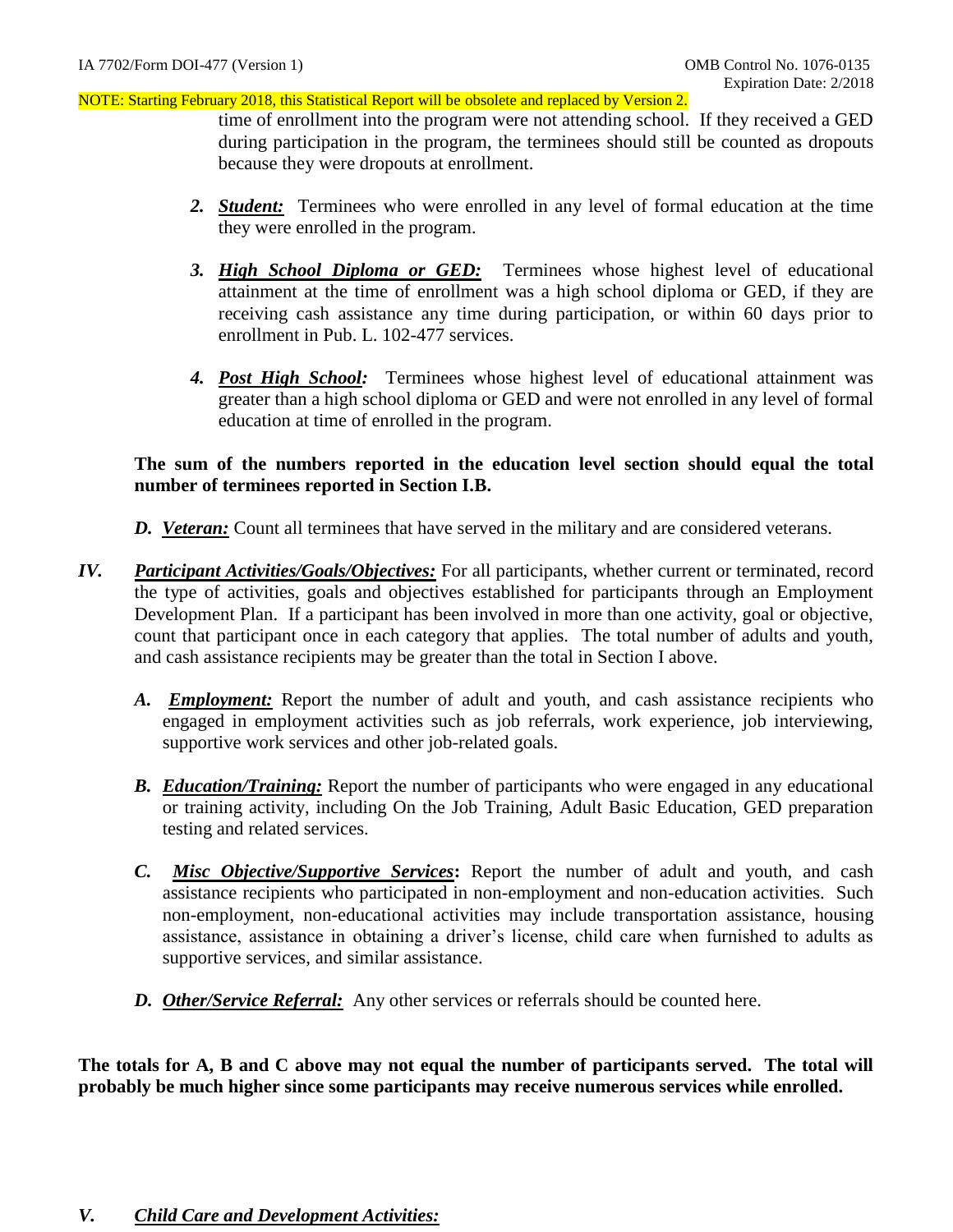NOTE: Starting February 2018, this Statistical Report will be obsolete and replaced by Version 2.

time of enrollment into the program were not attending school. If they received a GED during participation in the program, the terminees should still be counted as dropouts because they were dropouts at enrollment.

2. ***Student:*** Terminees who were enrolled in any level of formal education at the time they were enrolled in the program.

3. ***High School Diploma or GED:*** Terminees whose highest level of educational attainment at the time of enrollment was a high school diploma or GED, if they are receiving cash assistance any time during participation, or within 60 days prior to enrollment in Pub. L. 102-477 services.

4. ***Post High School:*** Terminees whose highest level of educational attainment was greater than a high school diploma or GED and were not enrolled in any level of formal education at time of enrolled in the program.

**The sum of the numbers reported in the education level section should equal the total number of terminees reported in Section I.B.**

*D.* ***Veteran:*** Count all terminees that have served in the military and are considered veterans.

*IV.* ***Participant Activities/Goals/Objectives:*** For all participants, whether current or terminated, record the type of activities, goals and objectives established for participants through an Employment Development Plan. If a participant has been involved in more than one activity, goal or objective, count that participant once in each category that applies. The total number of adults and youth, and cash assistance recipients may be greater than the total in Section I above.

*A.* ***Employment:*** Report the number of adult and youth, and cash assistance recipients who engaged in employment activities such as job referrals, work experience, job interviewing, supportive work services and other job-related goals.

*B.* ***Education/Training:*** Report the number of participants who were engaged in any educational or training activity, including On the Job Training, Adult Basic Education, GED preparation testing and related services.

*C.* ***Misc Objective/Supportive Services*****:** Report the number of adult and youth, and cash assistance recipients who participated in non-employment and non-education activities. Such non-employment, non-educational activities may include transportation assistance, housing assistance, assistance in obtaining a driver's license, child care when furnished to adults as supportive services, and similar assistance.

*D.* ***Other/Service Referral:*** Any other services or referrals should be counted here.

**The totals for A, B and C above may not equal the number of participants served. The total will probably be much higher since some participants may receive numerous services while enrolled.**

*V.* ***Child Care and Development Activities:***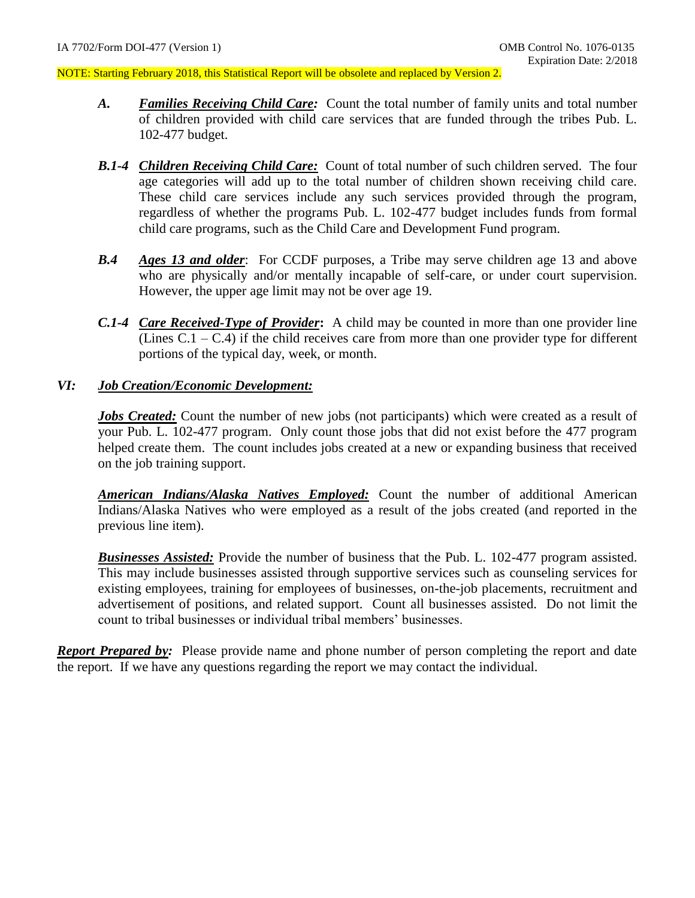NOTE: Starting February 2018, this Statistical Report will be obsolete and replaced by Version 2.

***A.*** ***Families Receiving Child Care:*** Count the total number of family units and total number of children provided with child care services that are funded through the tribes Pub. L. 102-477 budget.

***B.1-4*** ***Children Receiving Child Care:*** Count of total number of such children served. The four age categories will add up to the total number of children shown receiving child care. These child care services include any such services provided through the program, regardless of whether the programs Pub. L. 102-477 budget includes funds from formal child care programs, such as the Child Care and Development Fund program.

***B.4*** ***Ages 13 and older***: For CCDF purposes, a Tribe may serve children age 13 and above who are physically and/or mentally incapable of self-care, or under court supervision. However, the upper age limit may not be over age 19.

***C.1-4*** ***Care Received-Type of Provider*****:** A child may be counted in more than one provider line (Lines C.1 – C.4) if the child receives care from more than one provider type for different portions of the typical day, week, or month.

## ***VI: Job Creation/Economic Development:***

***Jobs Created:*** Count the number of new jobs (not participants) which were created as a result of your Pub. L. 102-477 program. Only count those jobs that did not exist before the 477 program helped create them. The count includes jobs created at a new or expanding business that received on the job training support.

***American Indians/Alaska Natives Employed:*** Count the number of additional American Indians/Alaska Natives who were employed as a result of the jobs created (and reported in the previous line item).

***Businesses Assisted:*** Provide the number of business that the Pub. L. 102-477 program assisted. This may include businesses assisted through supportive services such as counseling services for existing employees, training for employees of businesses, on-the-job placements, recruitment and advertisement of positions, and related support. Count all businesses assisted. Do not limit the count to tribal businesses or individual tribal members' businesses.

***Report Prepared by:*** Please provide name and phone number of person completing the report and date the report. If we have any questions regarding the report we may contact the individual.